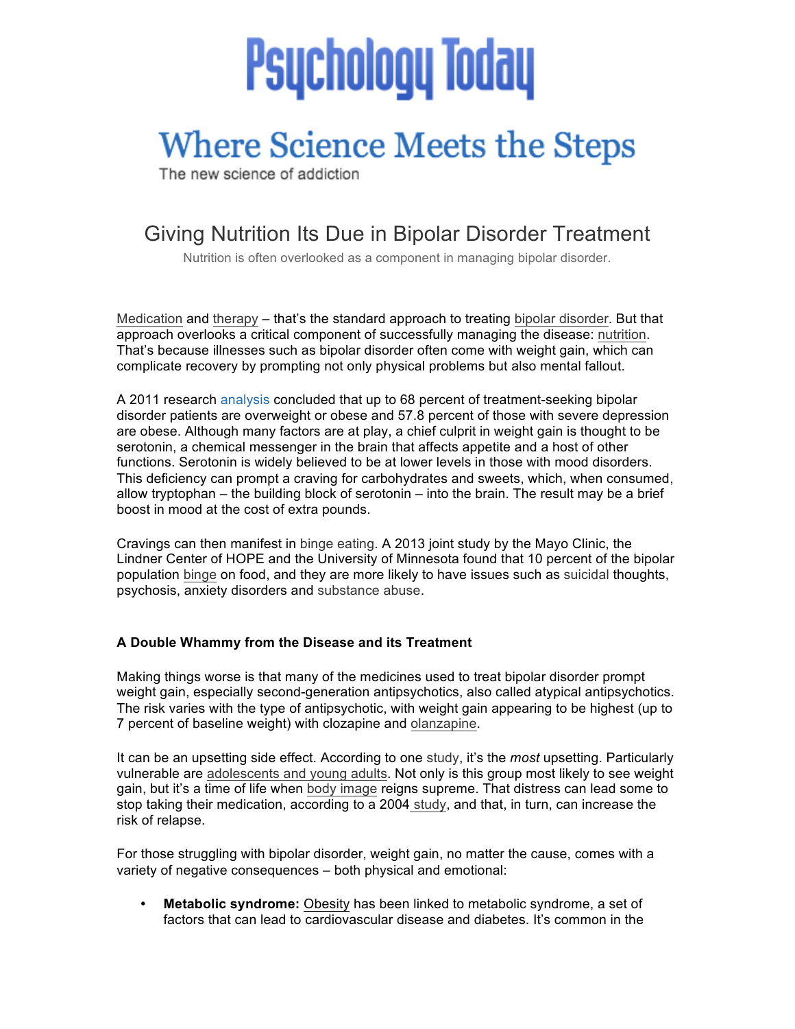# Psychology Today

## Where Science Meets the Steps

The new science of addiction

# Giving Nutrition Its Due in Bipolar Disorder Treatment

Nutrition is often overlooked as a component in managing bipolar disorder.

Medication and therapy – that's the standard approach to treating bipolar disorder. But that approach overlooks a critical component of successfully managing the disease: nutrition. That's because illnesses such as bipolar disorder often come with weight gain, which can complicate recovery by prompting not only physical problems but also mental fallout.

A 2011 research analysis concluded that up to 68 percent of treatment-seeking bipolar disorder patients are overweight or obese and 57.8 percent of those with severe depression are obese. Although many factors are at play, a chief culprit in weight gain is thought to be serotonin, a chemical messenger in the brain that affects appetite and a host of other functions. Serotonin is widely believed to be at lower levels in those with mood disorders. This deficiency can prompt a craving for carbohydrates and sweets, which, when consumed, allow tryptophan – the building block of serotonin – into the brain. The result may be a brief boost in mood at the cost of extra pounds.

Cravings can then manifest in binge eating. A 2013 joint study by the Mayo Clinic, the Lindner Center of HOPE and the University of Minnesota found that 10 percent of the bipolar population binge on food, and they are more likely to have issues such as suicidal thoughts, psychosis, anxiety disorders and substance abuse.

**A Double Whammy from the Disease and its Treatment**

Making things worse is that many of the medicines used to treat bipolar disorder prompt weight gain, especially second-generation antipsychotics, also called atypical antipsychotics. The risk varies with the type of antipsychotic, with weight gain appearing to be highest (up to 7 percent of baseline weight) with clozapine and olanzapine.

It can be an upsetting side effect. According to one study, it's the *most* upsetting. Particularly vulnerable are adolescents and young adults. Not only is this group most likely to see weight gain, but it's a time of life when body image reigns supreme. That distress can lead some to stop taking their medication, according to a 2004 study, and that, in turn, can increase the risk of relapse.

For those struggling with bipolar disorder, weight gain, no matter the cause, comes with a variety of negative consequences – both physical and emotional:

- **Metabolic syndrome:** Obesity has been linked to metabolic syndrome, a set of factors that can lead to cardiovascular disease and diabetes. It's common in the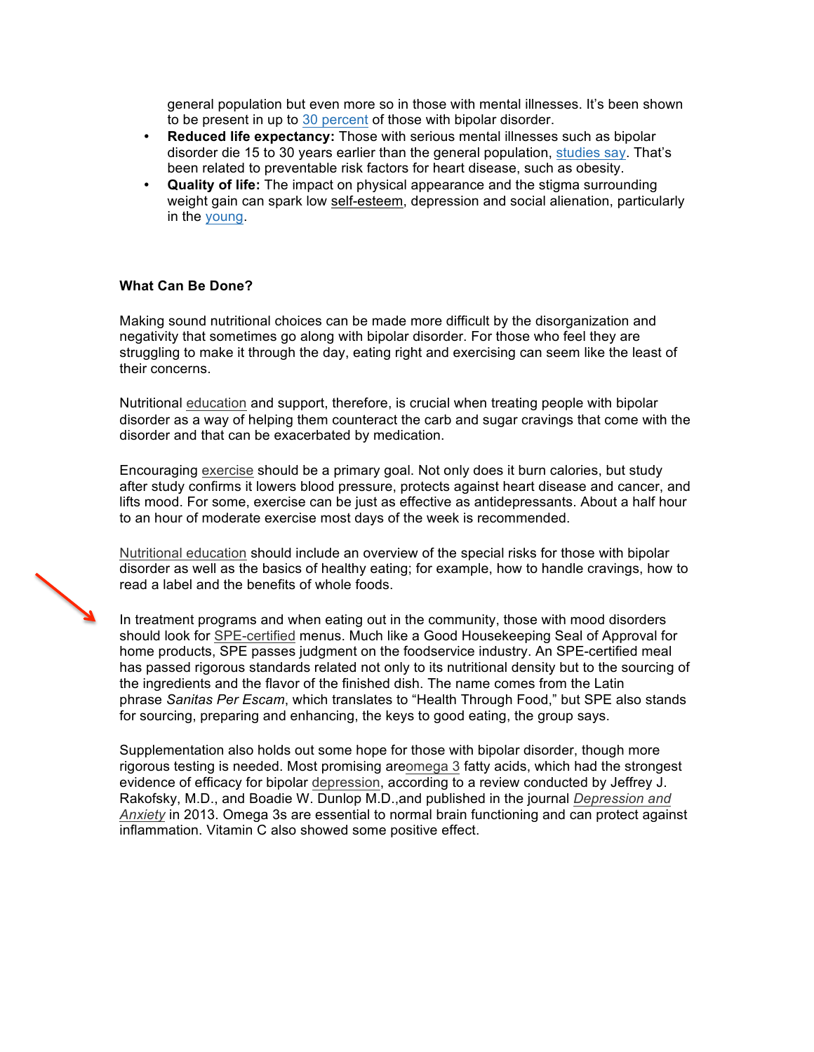general population but even more so in those with mental illnesses. It's been shown to be present in up to 30 percent of those with bipolar disorder.

- **Reduced life expectancy:** Those with serious mental illnesses such as bipolar disorder die 15 to 30 years earlier than the general population, studies say. That's been related to preventable risk factors for heart disease, such as obesity.
- **Quality of life:** The impact on physical appearance and the stigma surrounding weight gain can spark low self-esteem, depression and social alienation, particularly in the young.

**What Can Be Done?**

Making sound nutritional choices can be made more difficult by the disorganization and negativity that sometimes go along with bipolar disorder. For those who feel they are struggling to make it through the day, eating right and exercising can seem like the least of their concerns.

Nutritional education and support, therefore, is crucial when treating people with bipolar disorder as a way of helping them counteract the carb and sugar cravings that come with the disorder and that can be exacerbated by medication.

Encouraging exercise should be a primary goal. Not only does it burn calories, but study after study confirms it lowers blood pressure, protects against heart disease and cancer, and lifts mood. For some, exercise can be just as effective as antidepressants. About a half hour to an hour of moderate exercise most days of the week is recommended.

Nutritional education should include an overview of the special risks for those with bipolar disorder as well as the basics of healthy eating; for example, how to handle cravings, how to read a label and the benefits of whole foods.

In treatment programs and when eating out in the community, those with mood disorders should look for SPE-certified menus. Much like a Good Housekeeping Seal of Approval for home products, SPE passes judgment on the foodservice industry. An SPE-certified meal has passed rigorous standards related not only to its nutritional density but to the sourcing of the ingredients and the flavor of the finished dish. The name comes from the Latin phrase *Sanitas Per Escam*, which translates to "Health Through Food," but SPE also stands for sourcing, preparing and enhancing, the keys to good eating, the group says.

Supplementation also holds out some hope for those with bipolar disorder, though more rigorous testing is needed. Most promising areomega 3 fatty acids, which had the strongest evidence of efficacy for bipolar depression, according to a review conducted by Jeffrey J. Rakofsky, M.D., and Boadie W. Dunlop M.D.,and published in the journal *Depression and Anxiety* in 2013. Omega 3s are essential to normal brain functioning and can protect against inflammation. Vitamin C also showed some positive effect.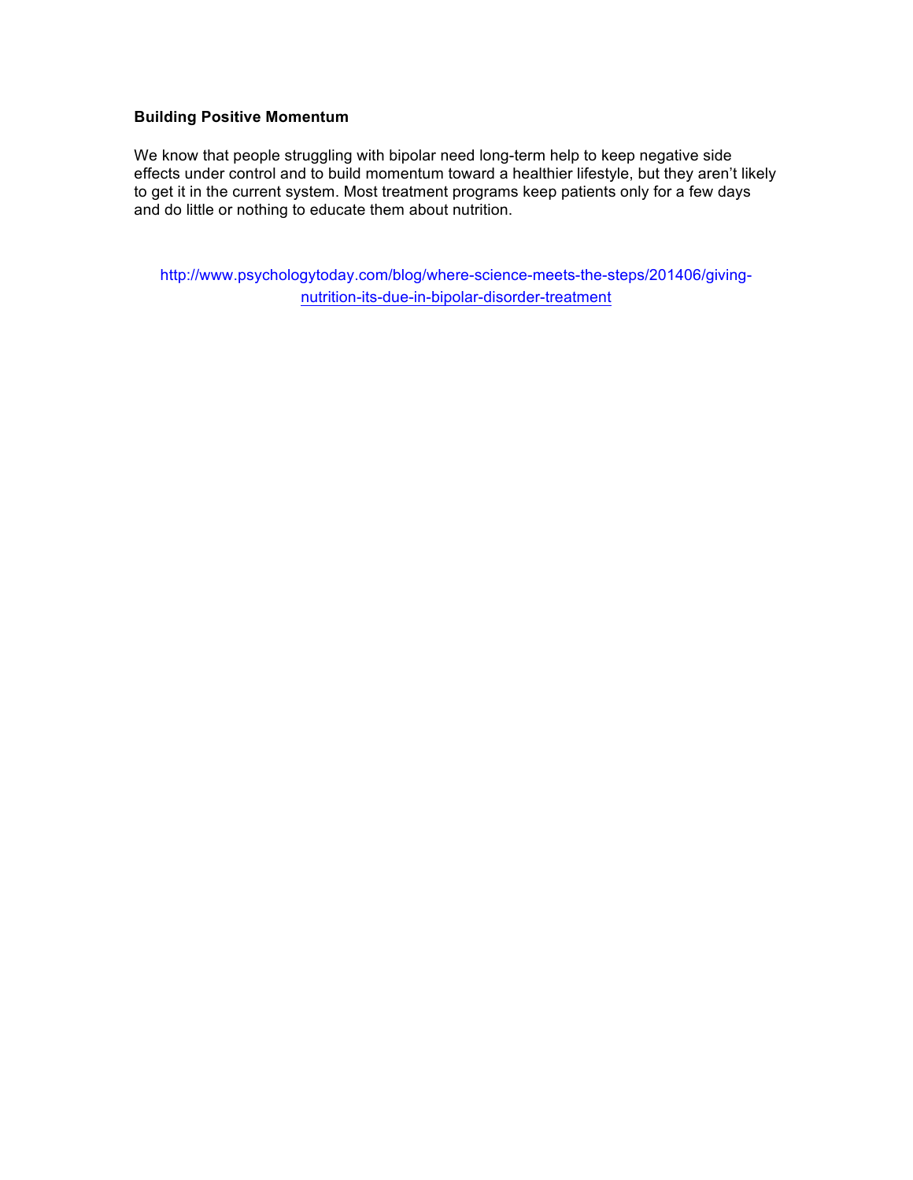**Building Positive Momentum**

We know that people struggling with bipolar need long-term help to keep negative side effects under control and to build momentum toward a healthier lifestyle, but they aren't likely to get it in the current system. Most treatment programs keep patients only for a few days and do little or nothing to educate them about nutrition.

http://www.psychologytoday.com/blog/where-science-meets-the-steps/201406/giving-nutrition-its-due-in-bipolar-disorder-treatment